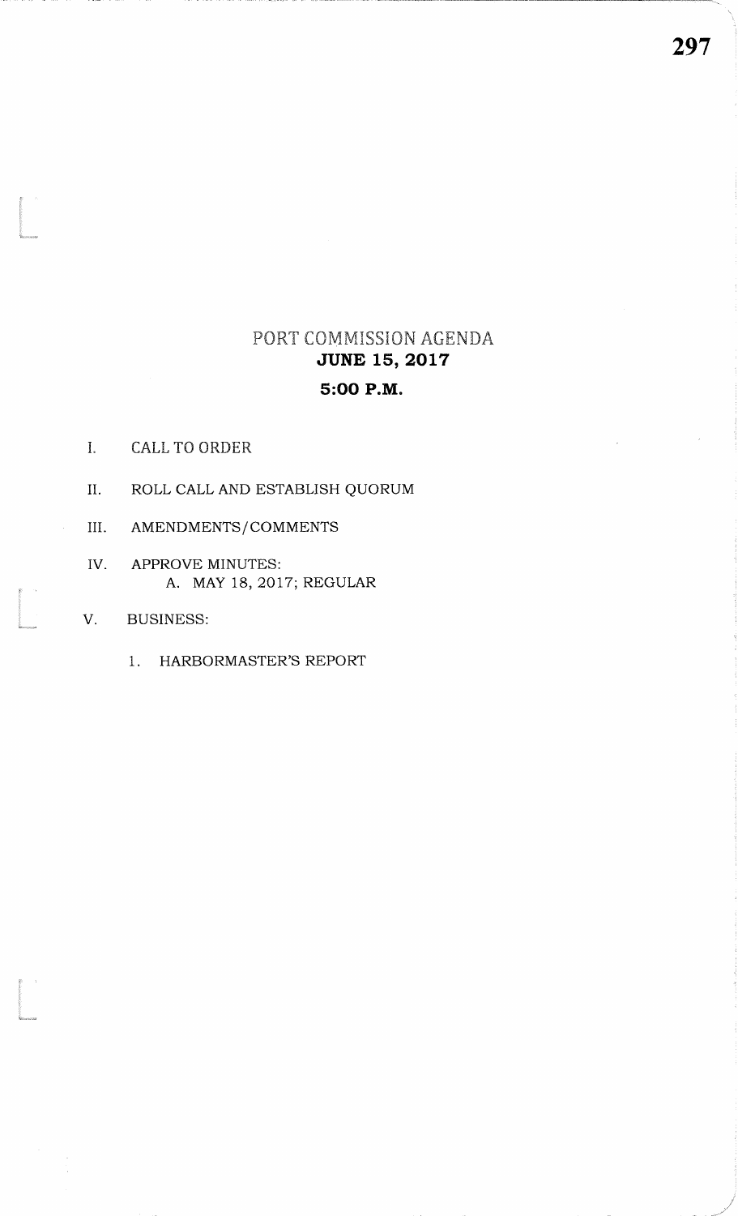# PORT COMMISSION AGENDA

## JUNE 15, 2017

## 5:00 P.M.

I. CALL TO ORDER

II. ROLL CALL AND ESTABLISH QUORUM

III. AMENDMENTS/COMMENTS

IV. APPROVE MINUTES:
   A. MAY 18, 2017; REGULAR

V. BUSINESS:

   1. HARBORMASTER'S REPORT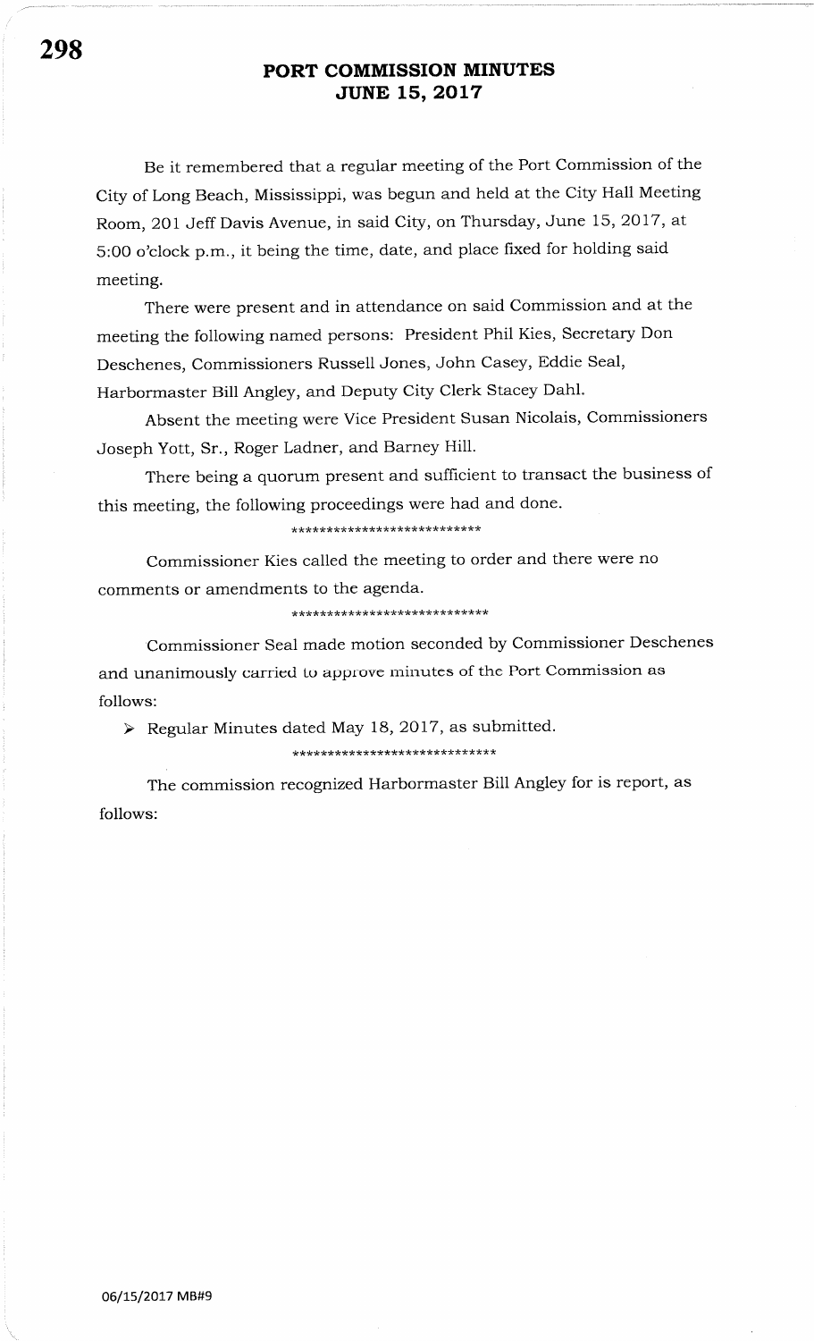# PORT COMMISSION MINUTES
## JUNE 15, 2017

Be it remembered that a regular meeting of the Port Commission of the City of Long Beach, Mississippi, was begun and held at the City Hall Meeting Room, 201 Jeff Davis Avenue, in said City, on Thursday, June 15, 2017, at 5:00 o'clock p.m., it being the time, date, and place fixed for holding said meeting.

There were present and in attendance on said Commission and at the meeting the following named persons: President Phil Kies, Secretary Don Deschenes, Commissioners Russell Jones, John Casey, Eddie Seal, Harbormaster Bill Angley, and Deputy City Clerk Stacey Dahl.

Absent the meeting were Vice President Susan Nicolais, Commissioners Joseph Yott, Sr., Roger Ladner, and Barney Hill.

There being a quorum present and sufficient to transact the business of this meeting, the following proceedings were had and done.

\*\*\*\*\*\*\*\*\*\*\*\*\*\*\*\*\*\*\*\*\*\*\*\*\*\*\*\*

Commissioner Kies called the meeting to order and there were no comments or amendments to the agenda.

\*\*\*\*\*\*\*\*\*\*\*\*\*\*\*\*\*\*\*\*\*\*\*\*\*\*\*\*\*

Commissioner Seal made motion seconded by Commissioner Deschenes and unanimously carried to approve minutes of the Port Commission as follows:

- Regular Minutes dated May 18, 2017, as submitted.

\*\*\*\*\*\*\*\*\*\*\*\*\*\*\*\*\*\*\*\*\*\*\*\*\*\*\*\*\*\*

The commission recognized Harbormaster Bill Angley for is report, as follows:

06/15/2017 MB#9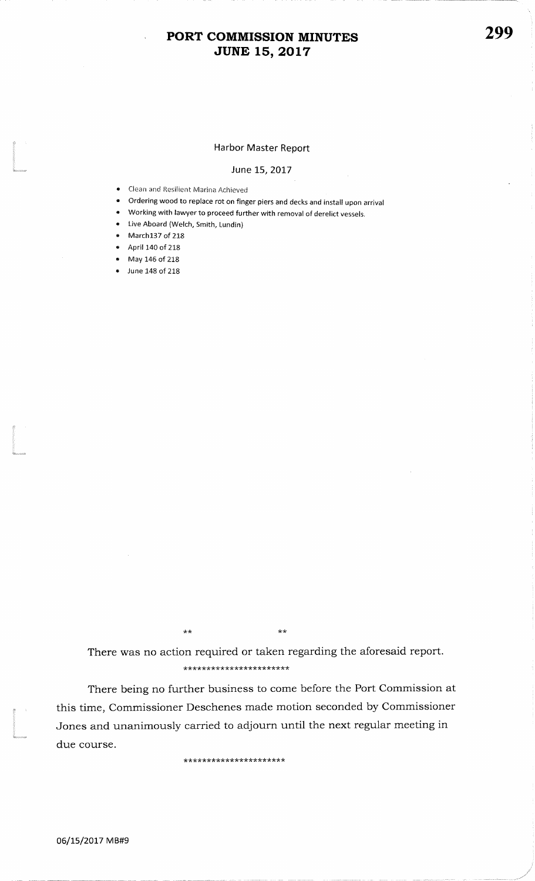## Harbor Master Report

June 15, 2017

- Clean and Resilient Marina Achieved
- Ordering wood to replace rot on finger piers and decks and install upon arrival
- Working with lawyer to proceed further with removal of derelict vessels.
- Live Aboard (Welch, Smith, Lundin)
- March137 of 218
- April 140 of 218
- May 146 of 218
- June 148 of 218

** **

There was no action required or taken regarding the aforesaid report.

***********************

There being no further business to come before the Port Commission at this time, Commissioner Deschenes made motion seconded by Commissioner Jones and unanimously carried to adjourn until the next regular meeting in due course.

*********************

06/15/2017 MB#9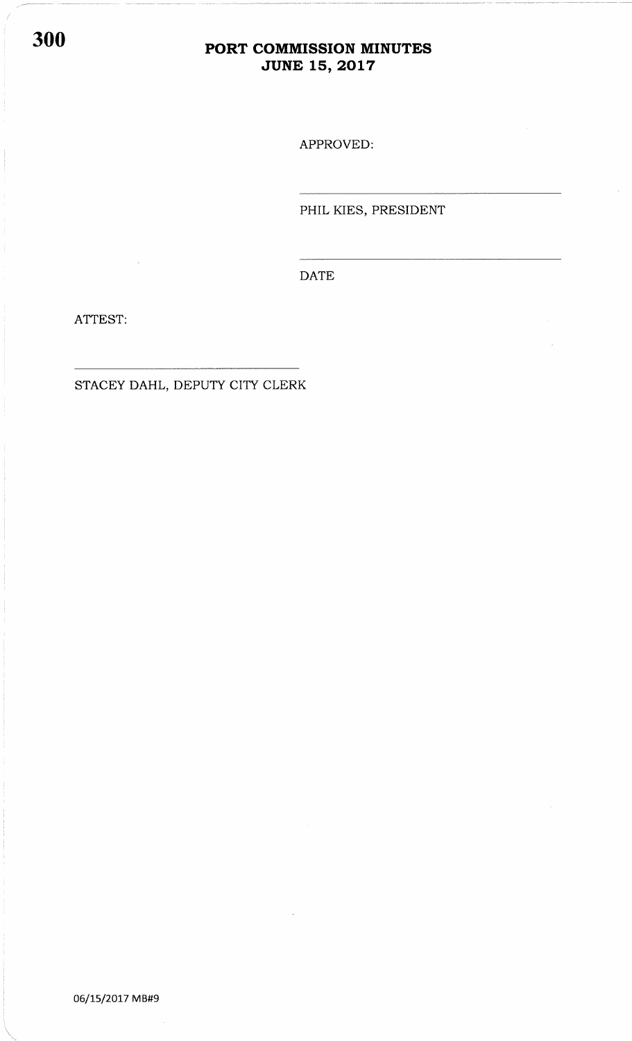APPROVED:

\_\_\_\_\_\_\_\_\_\_\_\_\_\_\_\_\_\_\_\_\_\_\_\_\_\_\_\_\_\_\_\_\_\_\_\_\_\_

PHIL KIES, PRESIDENT

\_\_\_\_\_\_\_\_\_\_\_\_\_\_\_\_\_\_\_\_\_\_\_\_\_\_\_\_\_\_\_\_\_\_\_\_\_\_

DATE

ATTEST:

\_\_\_\_\_\_\_\_\_\_\_\_\_\_\_\_\_\_\_\_\_\_\_\_\_\_\_\_\_\_\_\_\_\_\_\_\_\_

STACEY DAHL, DEPUTY CITY CLERK

06/15/2017 MB#9